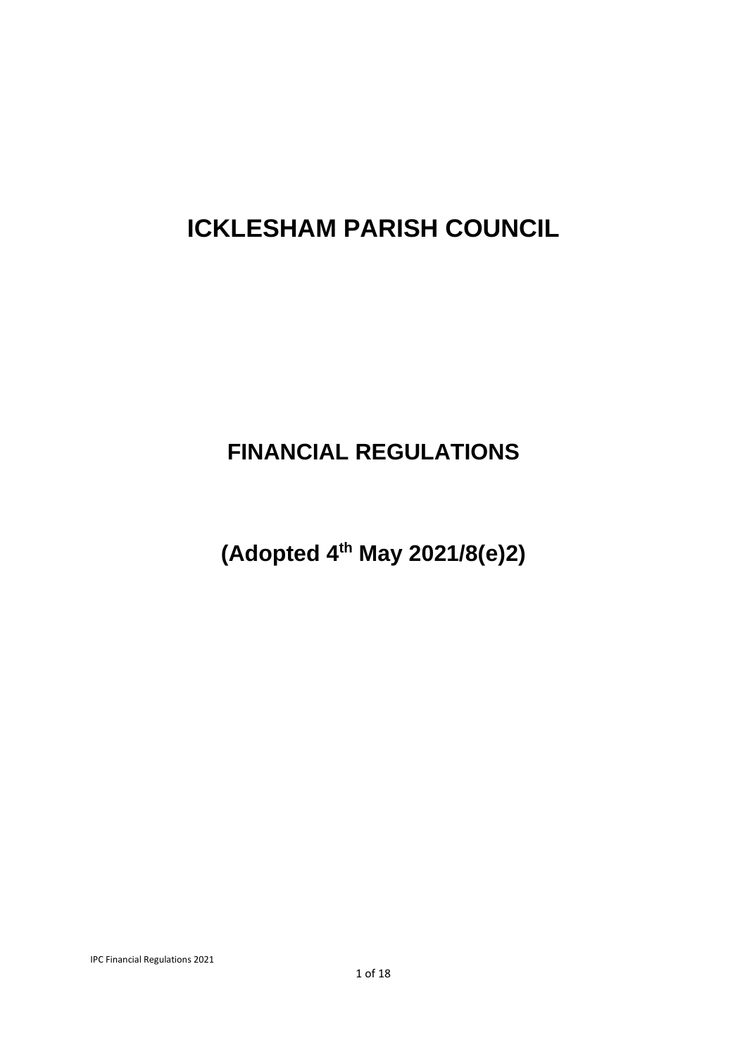# ICKLESHAM PARISH COUNCIL

## FINANCIAL REGULATIONS

## (Adopted 4th May 2021/8(e)2)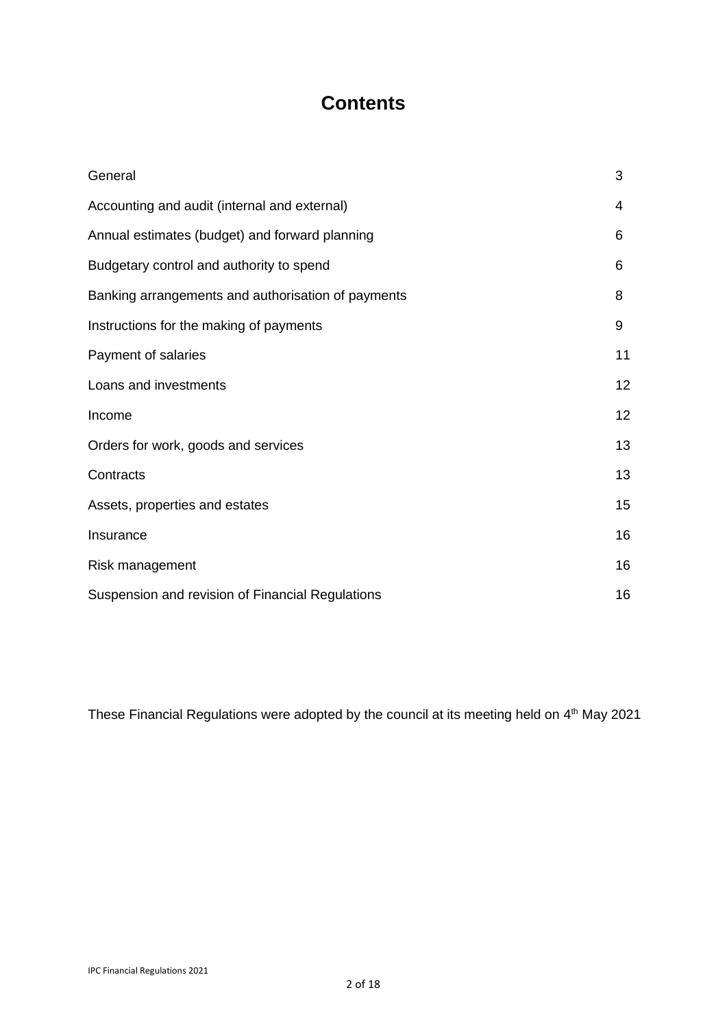# Contents

| | |
|---|---|
| General | 3 |
| Accounting and audit (internal and external) | 4 |
| Annual estimates (budget) and forward planning | 6 |
| Budgetary control and authority to spend | 6 |
| Banking arrangements and authorisation of payments | 8 |
| Instructions for the making of payments | 9 |
| Payment of salaries | 11 |
| Loans and investments | 12 |
| Income | 12 |
| Orders for work, goods and services | 13 |
| Contracts | 13 |
| Assets, properties and estates | 15 |
| Insurance | 16 |
| Risk management | 16 |
| Suspension and revision of Financial Regulations | 16 |

These Financial Regulations were adopted by the council at its meeting held on 4th May 2021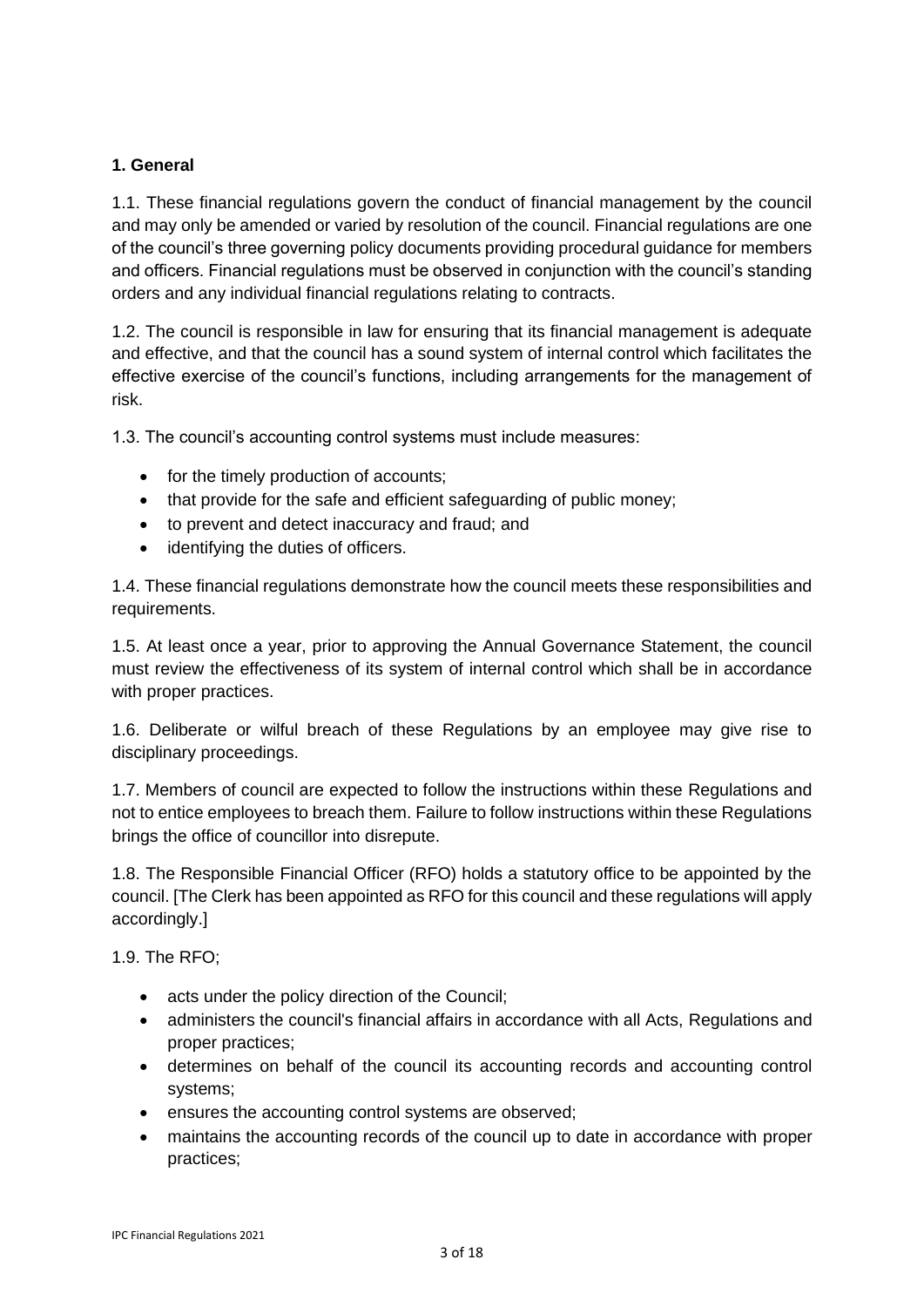### 1. General

1.1. These financial regulations govern the conduct of financial management by the council and may only be amended or varied by resolution of the council. Financial regulations are one of the council's three governing policy documents providing procedural guidance for members and officers. Financial regulations must be observed in conjunction with the council's standing orders and any individual financial regulations relating to contracts.

1.2. The council is responsible in law for ensuring that its financial management is adequate and effective, and that the council has a sound system of internal control which facilitates the effective exercise of the council's functions, including arrangements for the management of risk.

1.3. The council's accounting control systems must include measures:

- for the timely production of accounts;
- that provide for the safe and efficient safeguarding of public money;
- to prevent and detect inaccuracy and fraud; and
- identifying the duties of officers.

1.4. These financial regulations demonstrate how the council meets these responsibilities and requirements.

1.5. At least once a year, prior to approving the Annual Governance Statement, the council must review the effectiveness of its system of internal control which shall be in accordance with proper practices.

1.6. Deliberate or wilful breach of these Regulations by an employee may give rise to disciplinary proceedings.

1.7. Members of council are expected to follow the instructions within these Regulations and not to entice employees to breach them. Failure to follow instructions within these Regulations brings the office of councillor into disrepute.

1.8. The Responsible Financial Officer (RFO) holds a statutory office to be appointed by the council. [The Clerk has been appointed as RFO for this council and these regulations will apply accordingly.]

1.9. The RFO;

- acts under the policy direction of the Council;
- administers the council's financial affairs in accordance with all Acts, Regulations and proper practices;
- determines on behalf of the council its accounting records and accounting control systems;
- ensures the accounting control systems are observed;
- maintains the accounting records of the council up to date in accordance with proper practices;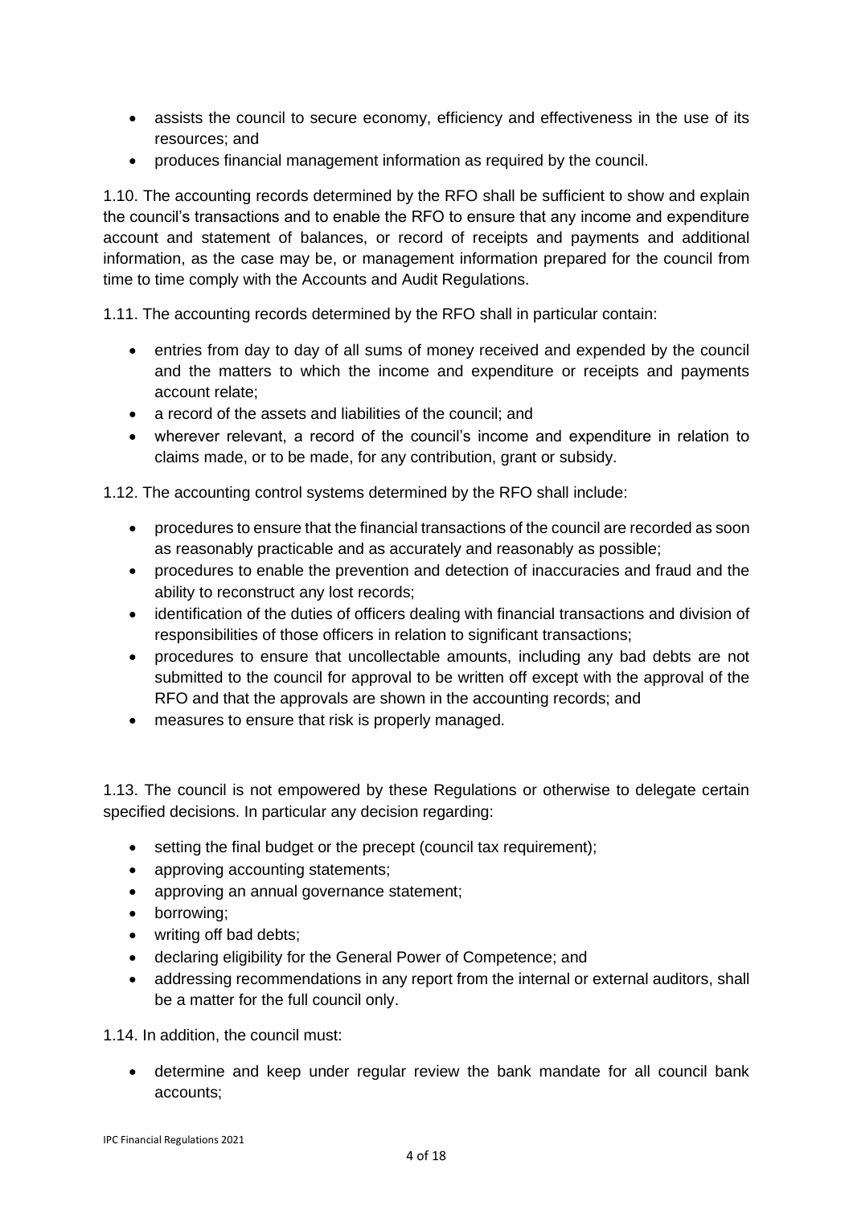- assists the council to secure economy, efficiency and effectiveness in the use of its resources; and
- produces financial management information as required by the council.

1.10. The accounting records determined by the RFO shall be sufficient to show and explain the council's transactions and to enable the RFO to ensure that any income and expenditure account and statement of balances, or record of receipts and payments and additional information, as the case may be, or management information prepared for the council from time to time comply with the Accounts and Audit Regulations.

1.11. The accounting records determined by the RFO shall in particular contain:

- entries from day to day of all sums of money received and expended by the council and the matters to which the income and expenditure or receipts and payments account relate;
- a record of the assets and liabilities of the council; and
- wherever relevant, a record of the council's income and expenditure in relation to claims made, or to be made, for any contribution, grant or subsidy.

1.12. The accounting control systems determined by the RFO shall include:

- procedures to ensure that the financial transactions of the council are recorded as soon as reasonably practicable and as accurately and reasonably as possible;
- procedures to enable the prevention and detection of inaccuracies and fraud and the ability to reconstruct any lost records;
- identification of the duties of officers dealing with financial transactions and division of responsibilities of those officers in relation to significant transactions;
- procedures to ensure that uncollectable amounts, including any bad debts are not submitted to the council for approval to be written off except with the approval of the RFO and that the approvals are shown in the accounting records; and
- measures to ensure that risk is properly managed.

1.13. The council is not empowered by these Regulations or otherwise to delegate certain specified decisions. In particular any decision regarding:

- setting the final budget or the precept (council tax requirement);
- approving accounting statements;
- approving an annual governance statement;
- borrowing;
- writing off bad debts;
- declaring eligibility for the General Power of Competence; and
- addressing recommendations in any report from the internal or external auditors, shall be a matter for the full council only.

1.14. In addition, the council must:

- determine and keep under regular review the bank mandate for all council bank accounts;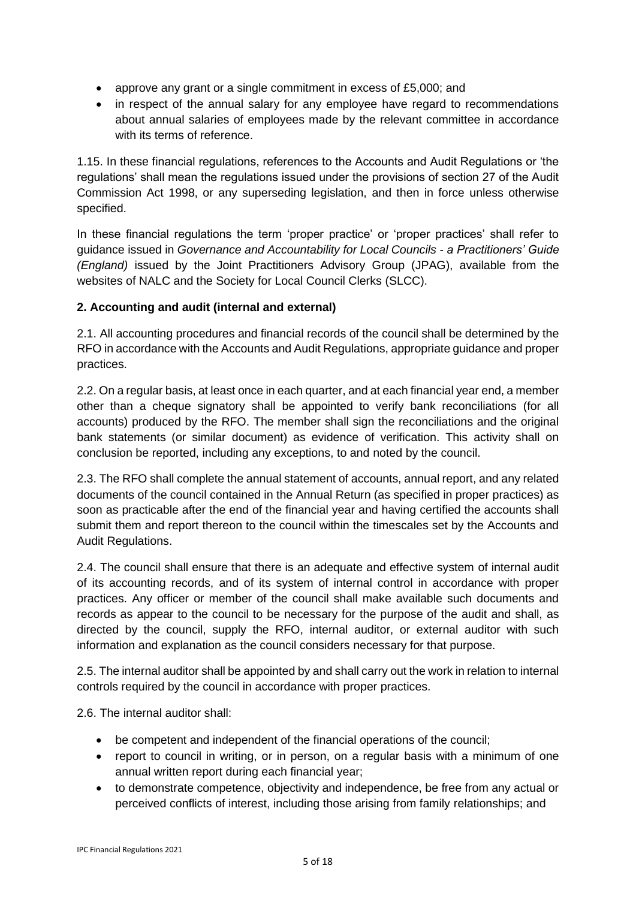- approve any grant or a single commitment in excess of £5,000; and
- in respect of the annual salary for any employee have regard to recommendations about annual salaries of employees made by the relevant committee in accordance with its terms of reference.

1.15. In these financial regulations, references to the Accounts and Audit Regulations or 'the regulations' shall mean the regulations issued under the provisions of section 27 of the Audit Commission Act 1998, or any superseding legislation, and then in force unless otherwise specified.

In these financial regulations the term 'proper practice' or 'proper practices' shall refer to guidance issued in *Governance and Accountability for Local Councils - a Practitioners' Guide (England)* issued by the Joint Practitioners Advisory Group (JPAG), available from the websites of NALC and the Society for Local Council Clerks (SLCC).

**2. Accounting and audit (internal and external)**

2.1. All accounting procedures and financial records of the council shall be determined by the RFO in accordance with the Accounts and Audit Regulations, appropriate guidance and proper practices.

2.2. On a regular basis, at least once in each quarter, and at each financial year end, a member other than a cheque signatory shall be appointed to verify bank reconciliations (for all accounts) produced by the RFO. The member shall sign the reconciliations and the original bank statements (or similar document) as evidence of verification. This activity shall on conclusion be reported, including any exceptions, to and noted by the council.

2.3. The RFO shall complete the annual statement of accounts, annual report, and any related documents of the council contained in the Annual Return (as specified in proper practices) as soon as practicable after the end of the financial year and having certified the accounts shall submit them and report thereon to the council within the timescales set by the Accounts and Audit Regulations.

2.4. The council shall ensure that there is an adequate and effective system of internal audit of its accounting records, and of its system of internal control in accordance with proper practices. Any officer or member of the council shall make available such documents and records as appear to the council to be necessary for the purpose of the audit and shall, as directed by the council, supply the RFO, internal auditor, or external auditor with such information and explanation as the council considers necessary for that purpose.

2.5. The internal auditor shall be appointed by and shall carry out the work in relation to internal controls required by the council in accordance with proper practices.

2.6. The internal auditor shall:

- be competent and independent of the financial operations of the council;
- report to council in writing, or in person, on a regular basis with a minimum of one annual written report during each financial year;
- to demonstrate competence, objectivity and independence, be free from any actual or perceived conflicts of interest, including those arising from family relationships; and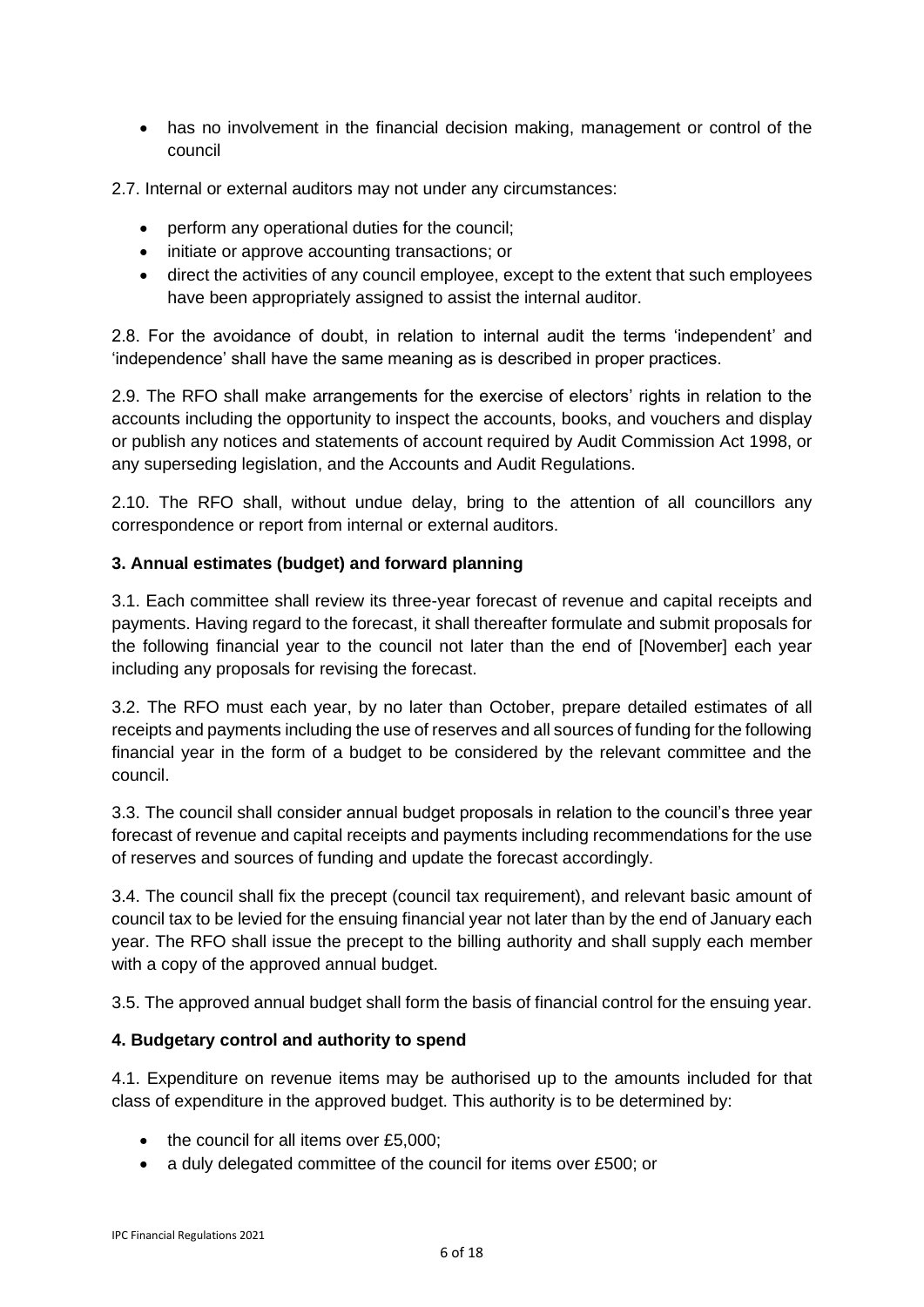- has no involvement in the financial decision making, management or control of the council

2.7. Internal or external auditors may not under any circumstances:

- perform any operational duties for the council;
- initiate or approve accounting transactions; or
- direct the activities of any council employee, except to the extent that such employees have been appropriately assigned to assist the internal auditor.

2.8. For the avoidance of doubt, in relation to internal audit the terms 'independent' and 'independence' shall have the same meaning as is described in proper practices.

2.9. The RFO shall make arrangements for the exercise of electors' rights in relation to the accounts including the opportunity to inspect the accounts, books, and vouchers and display or publish any notices and statements of account required by Audit Commission Act 1998, or any superseding legislation, and the Accounts and Audit Regulations.

2.10. The RFO shall, without undue delay, bring to the attention of all councillors any correspondence or report from internal or external auditors.

**3. Annual estimates (budget) and forward planning**

3.1. Each committee shall review its three-year forecast of revenue and capital receipts and payments. Having regard to the forecast, it shall thereafter formulate and submit proposals for the following financial year to the council not later than the end of [November] each year including any proposals for revising the forecast.

3.2. The RFO must each year, by no later than October, prepare detailed estimates of all receipts and payments including the use of reserves and all sources of funding for the following financial year in the form of a budget to be considered by the relevant committee and the council.

3.3. The council shall consider annual budget proposals in relation to the council's three year forecast of revenue and capital receipts and payments including recommendations for the use of reserves and sources of funding and update the forecast accordingly.

3.4. The council shall fix the precept (council tax requirement), and relevant basic amount of council tax to be levied for the ensuing financial year not later than by the end of January each year. The RFO shall issue the precept to the billing authority and shall supply each member with a copy of the approved annual budget.

3.5. The approved annual budget shall form the basis of financial control for the ensuing year.

**4. Budgetary control and authority to spend**

4.1. Expenditure on revenue items may be authorised up to the amounts included for that class of expenditure in the approved budget. This authority is to be determined by:

- the council for all items over £5,000;
- a duly delegated committee of the council for items over £500; or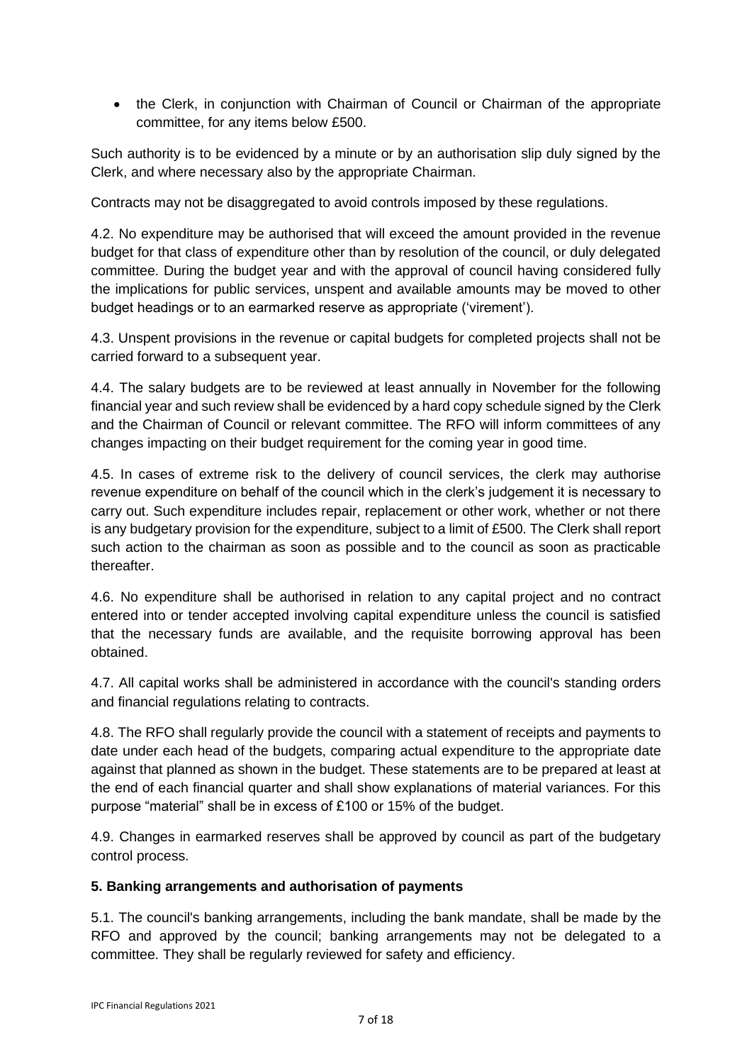- the Clerk, in conjunction with Chairman of Council or Chairman of the appropriate committee, for any items below £500.

Such authority is to be evidenced by a minute or by an authorisation slip duly signed by the Clerk, and where necessary also by the appropriate Chairman.

Contracts may not be disaggregated to avoid controls imposed by these regulations.

4.2. No expenditure may be authorised that will exceed the amount provided in the revenue budget for that class of expenditure other than by resolution of the council, or duly delegated committee. During the budget year and with the approval of council having considered fully the implications for public services, unspent and available amounts may be moved to other budget headings or to an earmarked reserve as appropriate ('virement').

4.3. Unspent provisions in the revenue or capital budgets for completed projects shall not be carried forward to a subsequent year.

4.4. The salary budgets are to be reviewed at least annually in November for the following financial year and such review shall be evidenced by a hard copy schedule signed by the Clerk and the Chairman of Council or relevant committee. The RFO will inform committees of any changes impacting on their budget requirement for the coming year in good time.

4.5. In cases of extreme risk to the delivery of council services, the clerk may authorise revenue expenditure on behalf of the council which in the clerk's judgement it is necessary to carry out. Such expenditure includes repair, replacement or other work, whether or not there is any budgetary provision for the expenditure, subject to a limit of £500. The Clerk shall report such action to the chairman as soon as possible and to the council as soon as practicable thereafter.

4.6. No expenditure shall be authorised in relation to any capital project and no contract entered into or tender accepted involving capital expenditure unless the council is satisfied that the necessary funds are available, and the requisite borrowing approval has been obtained.

4.7. All capital works shall be administered in accordance with the council's standing orders and financial regulations relating to contracts.

4.8. The RFO shall regularly provide the council with a statement of receipts and payments to date under each head of the budgets, comparing actual expenditure to the appropriate date against that planned as shown in the budget. These statements are to be prepared at least at the end of each financial quarter and shall show explanations of material variances. For this purpose "material" shall be in excess of £100 or 15% of the budget.

4.9. Changes in earmarked reserves shall be approved by council as part of the budgetary control process.

## 5. Banking arrangements and authorisation of payments

5.1. The council's banking arrangements, including the bank mandate, shall be made by the RFO and approved by the council; banking arrangements may not be delegated to a committee. They shall be regularly reviewed for safety and efficiency.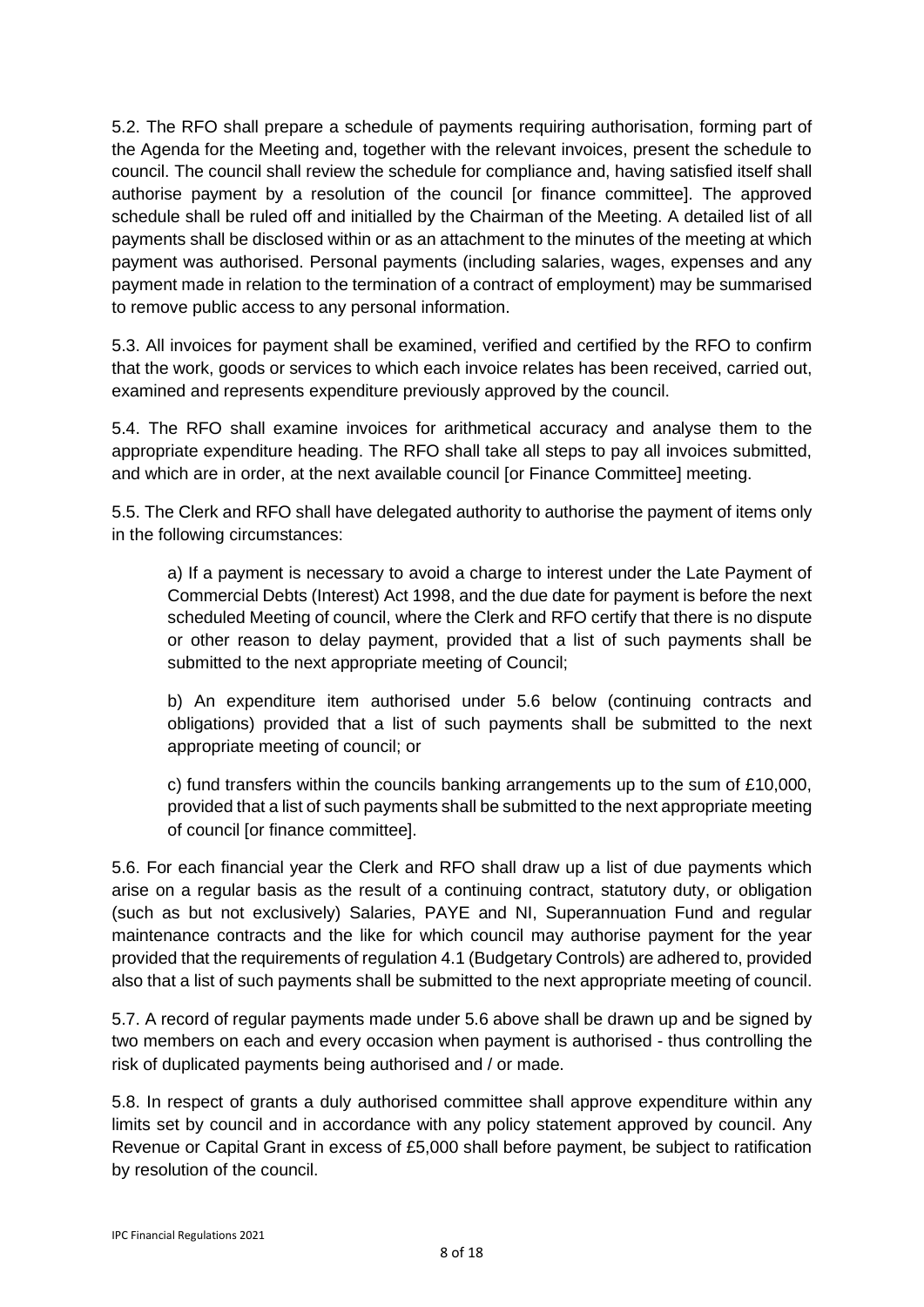5.2. The RFO shall prepare a schedule of payments requiring authorisation, forming part of the Agenda for the Meeting and, together with the relevant invoices, present the schedule to council. The council shall review the schedule for compliance and, having satisfied itself shall authorise payment by a resolution of the council [or finance committee]. The approved schedule shall be ruled off and initialled by the Chairman of the Meeting. A detailed list of all payments shall be disclosed within or as an attachment to the minutes of the meeting at which payment was authorised. Personal payments (including salaries, wages, expenses and any payment made in relation to the termination of a contract of employment) may be summarised to remove public access to any personal information.

5.3. All invoices for payment shall be examined, verified and certified by the RFO to confirm that the work, goods or services to which each invoice relates has been received, carried out, examined and represents expenditure previously approved by the council.

5.4. The RFO shall examine invoices for arithmetical accuracy and analyse them to the appropriate expenditure heading. The RFO shall take all steps to pay all invoices submitted, and which are in order, at the next available council [or Finance Committee] meeting.

5.5. The Clerk and RFO shall have delegated authority to authorise the payment of items only in the following circumstances:

a) If a payment is necessary to avoid a charge to interest under the Late Payment of Commercial Debts (Interest) Act 1998, and the due date for payment is before the next scheduled Meeting of council, where the Clerk and RFO certify that there is no dispute or other reason to delay payment, provided that a list of such payments shall be submitted to the next appropriate meeting of Council;

b) An expenditure item authorised under 5.6 below (continuing contracts and obligations) provided that a list of such payments shall be submitted to the next appropriate meeting of council; or

c) fund transfers within the councils banking arrangements up to the sum of £10,000, provided that a list of such payments shall be submitted to the next appropriate meeting of council [or finance committee].

5.6. For each financial year the Clerk and RFO shall draw up a list of due payments which arise on a regular basis as the result of a continuing contract, statutory duty, or obligation (such as but not exclusively) Salaries, PAYE and NI, Superannuation Fund and regular maintenance contracts and the like for which council may authorise payment for the year provided that the requirements of regulation 4.1 (Budgetary Controls) are adhered to, provided also that a list of such payments shall be submitted to the next appropriate meeting of council.

5.7. A record of regular payments made under 5.6 above shall be drawn up and be signed by two members on each and every occasion when payment is authorised - thus controlling the risk of duplicated payments being authorised and / or made.

5.8. In respect of grants a duly authorised committee shall approve expenditure within any limits set by council and in accordance with any policy statement approved by council. Any Revenue or Capital Grant in excess of £5,000 shall before payment, be subject to ratification by resolution of the council.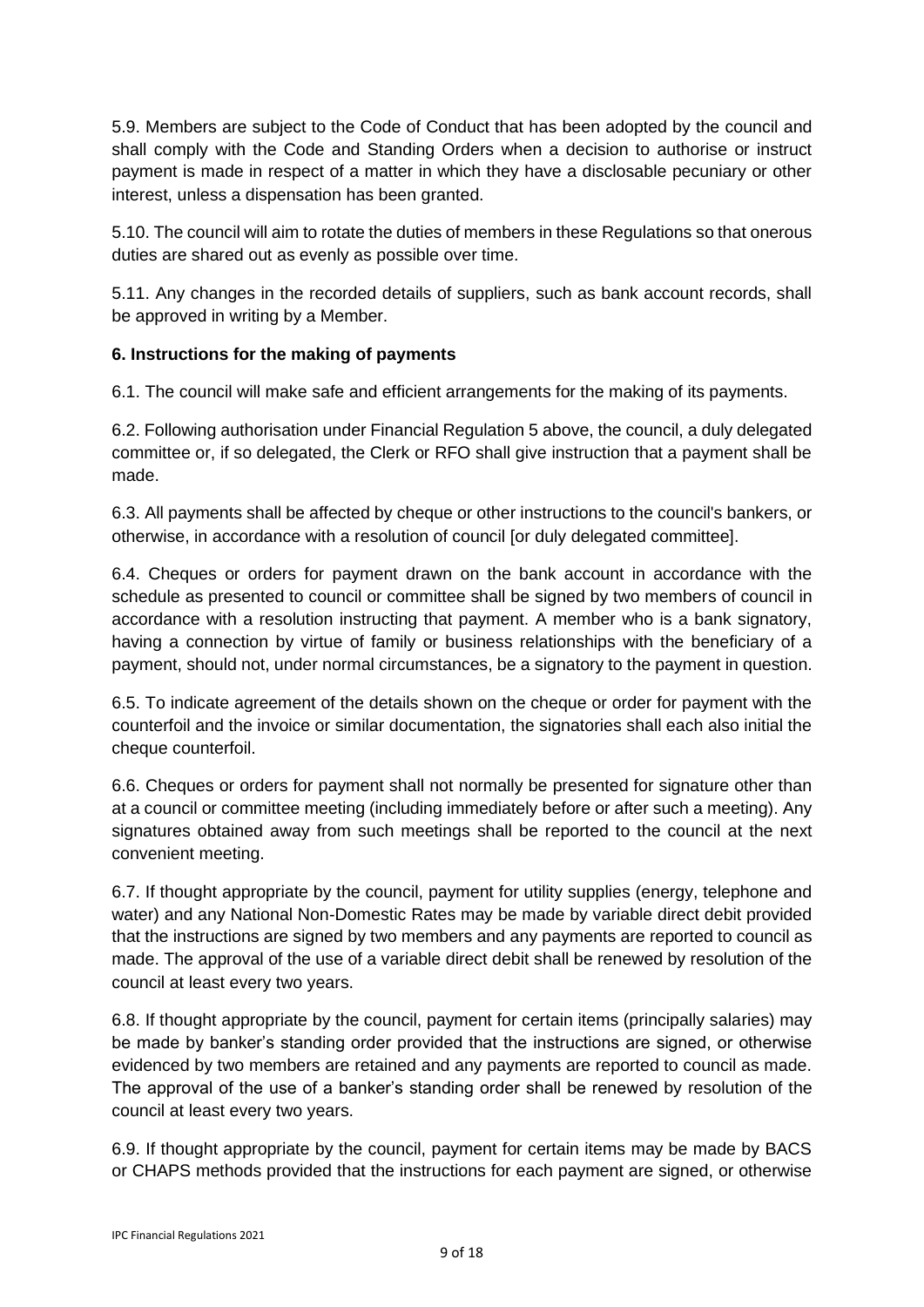5.9. Members are subject to the Code of Conduct that has been adopted by the council and shall comply with the Code and Standing Orders when a decision to authorise or instruct payment is made in respect of a matter in which they have a disclosable pecuniary or other interest, unless a dispensation has been granted.

5.10. The council will aim to rotate the duties of members in these Regulations so that onerous duties are shared out as evenly as possible over time.

5.11. Any changes in the recorded details of suppliers, such as bank account records, shall be approved in writing by a Member.

**6. Instructions for the making of payments**

6.1. The council will make safe and efficient arrangements for the making of its payments.

6.2. Following authorisation under Financial Regulation 5 above, the council, a duly delegated committee or, if so delegated, the Clerk or RFO shall give instruction that a payment shall be made.

6.3. All payments shall be affected by cheque or other instructions to the council's bankers, or otherwise, in accordance with a resolution of council [or duly delegated committee].

6.4. Cheques or orders for payment drawn on the bank account in accordance with the schedule as presented to council or committee shall be signed by two members of council in accordance with a resolution instructing that payment. A member who is a bank signatory, having a connection by virtue of family or business relationships with the beneficiary of a payment, should not, under normal circumstances, be a signatory to the payment in question.

6.5. To indicate agreement of the details shown on the cheque or order for payment with the counterfoil and the invoice or similar documentation, the signatories shall each also initial the cheque counterfoil.

6.6. Cheques or orders for payment shall not normally be presented for signature other than at a council or committee meeting (including immediately before or after such a meeting). Any signatures obtained away from such meetings shall be reported to the council at the next convenient meeting.

6.7. If thought appropriate by the council, payment for utility supplies (energy, telephone and water) and any National Non-Domestic Rates may be made by variable direct debit provided that the instructions are signed by two members and any payments are reported to council as made. The approval of the use of a variable direct debit shall be renewed by resolution of the council at least every two years.

6.8. If thought appropriate by the council, payment for certain items (principally salaries) may be made by banker's standing order provided that the instructions are signed, or otherwise evidenced by two members are retained and any payments are reported to council as made. The approval of the use of a banker's standing order shall be renewed by resolution of the council at least every two years.

6.9. If thought appropriate by the council, payment for certain items may be made by BACS or CHAPS methods provided that the instructions for each payment are signed, or otherwise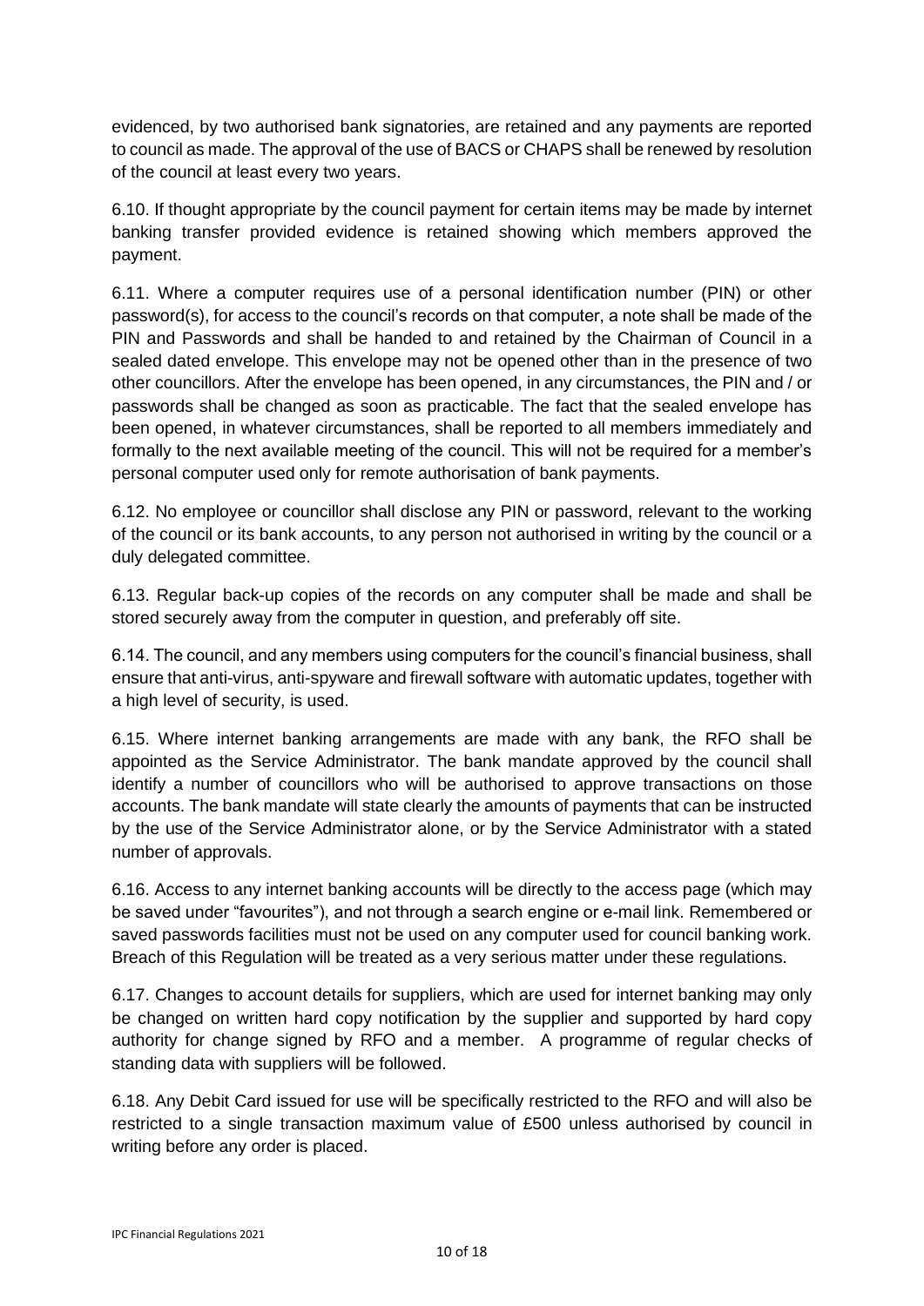evidenced, by two authorised bank signatories, are retained and any payments are reported to council as made. The approval of the use of BACS or CHAPS shall be renewed by resolution of the council at least every two years.

6.10. If thought appropriate by the council payment for certain items may be made by internet banking transfer provided evidence is retained showing which members approved the payment.

6.11. Where a computer requires use of a personal identification number (PIN) or other password(s), for access to the council's records on that computer, a note shall be made of the PIN and Passwords and shall be handed to and retained by the Chairman of Council in a sealed dated envelope. This envelope may not be opened other than in the presence of two other councillors. After the envelope has been opened, in any circumstances, the PIN and / or passwords shall be changed as soon as practicable. The fact that the sealed envelope has been opened, in whatever circumstances, shall be reported to all members immediately and formally to the next available meeting of the council. This will not be required for a member's personal computer used only for remote authorisation of bank payments.

6.12. No employee or councillor shall disclose any PIN or password, relevant to the working of the council or its bank accounts, to any person not authorised in writing by the council or a duly delegated committee.

6.13. Regular back-up copies of the records on any computer shall be made and shall be stored securely away from the computer in question, and preferably off site.

6.14. The council, and any members using computers for the council's financial business, shall ensure that anti-virus, anti-spyware and firewall software with automatic updates, together with a high level of security, is used.

6.15. Where internet banking arrangements are made with any bank, the RFO shall be appointed as the Service Administrator. The bank mandate approved by the council shall identify a number of councillors who will be authorised to approve transactions on those accounts. The bank mandate will state clearly the amounts of payments that can be instructed by the use of the Service Administrator alone, or by the Service Administrator with a stated number of approvals.

6.16. Access to any internet banking accounts will be directly to the access page (which may be saved under "favourites"), and not through a search engine or e-mail link. Remembered or saved passwords facilities must not be used on any computer used for council banking work. Breach of this Regulation will be treated as a very serious matter under these regulations.

6.17. Changes to account details for suppliers, which are used for internet banking may only be changed on written hard copy notification by the supplier and supported by hard copy authority for change signed by RFO and a member. A programme of regular checks of standing data with suppliers will be followed.

6.18. Any Debit Card issued for use will be specifically restricted to the RFO and will also be restricted to a single transaction maximum value of £500 unless authorised by council in writing before any order is placed.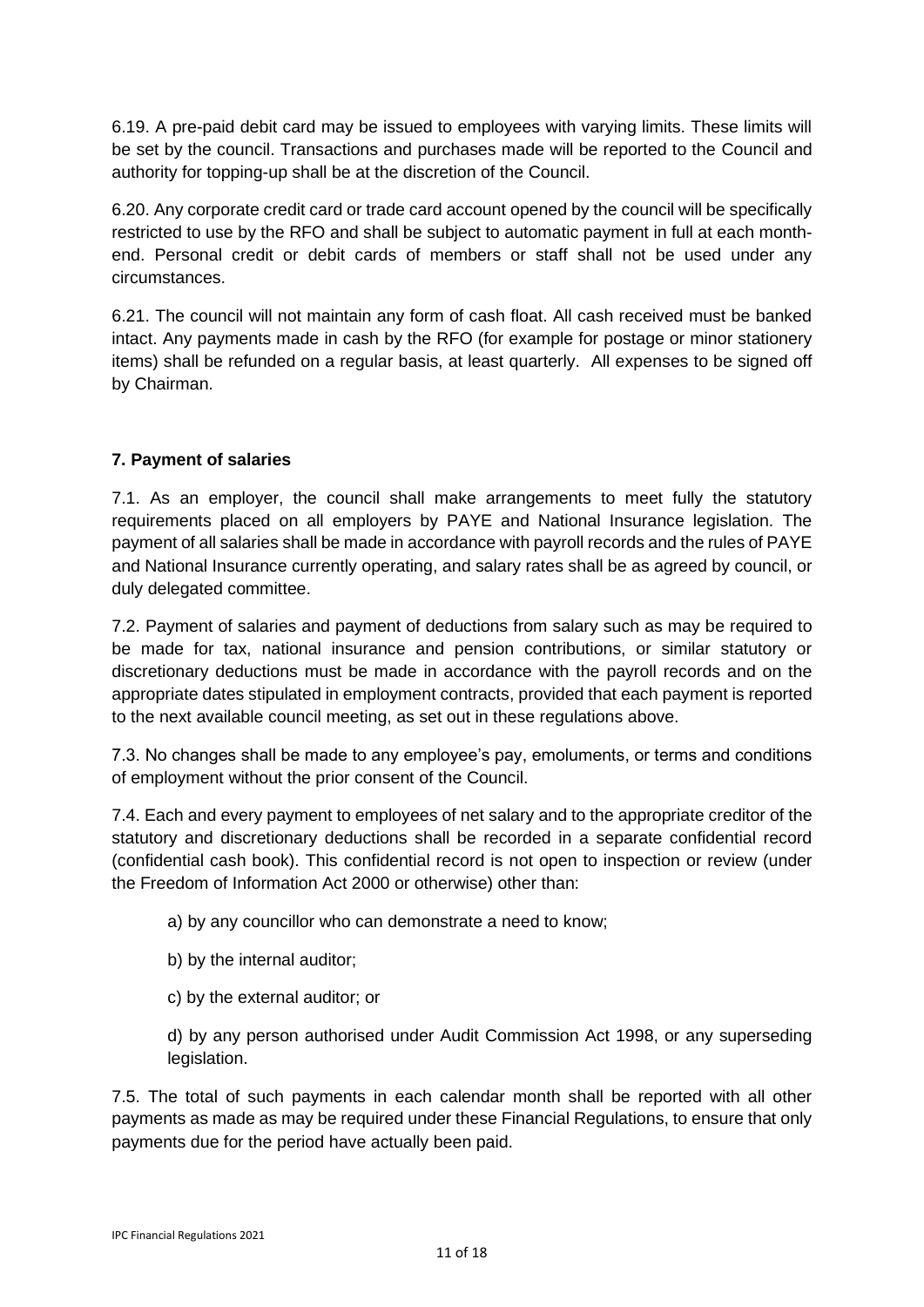6.19. A pre-paid debit card may be issued to employees with varying limits. These limits will be set by the council. Transactions and purchases made will be reported to the Council and authority for topping-up shall be at the discretion of the Council.

6.20. Any corporate credit card or trade card account opened by the council will be specifically restricted to use by the RFO and shall be subject to automatic payment in full at each month-end. Personal credit or debit cards of members or staff shall not be used under any circumstances.

6.21. The council will not maintain any form of cash float. All cash received must be banked intact. Any payments made in cash by the RFO (for example for postage or minor stationery items) shall be refunded on a regular basis, at least quarterly. All expenses to be signed off by Chairman.

## 7. Payment of salaries

7.1. As an employer, the council shall make arrangements to meet fully the statutory requirements placed on all employers by PAYE and National Insurance legislation. The payment of all salaries shall be made in accordance with payroll records and the rules of PAYE and National Insurance currently operating, and salary rates shall be as agreed by council, or duly delegated committee.

7.2. Payment of salaries and payment of deductions from salary such as may be required to be made for tax, national insurance and pension contributions, or similar statutory or discretionary deductions must be made in accordance with the payroll records and on the appropriate dates stipulated in employment contracts, provided that each payment is reported to the next available council meeting, as set out in these regulations above.

7.3. No changes shall be made to any employee's pay, emoluments, or terms and conditions of employment without the prior consent of the Council.

7.4. Each and every payment to employees of net salary and to the appropriate creditor of the statutory and discretionary deductions shall be recorded in a separate confidential record (confidential cash book). This confidential record is not open to inspection or review (under the Freedom of Information Act 2000 or otherwise) other than:

a) by any councillor who can demonstrate a need to know;

b) by the internal auditor;

c) by the external auditor; or

d) by any person authorised under Audit Commission Act 1998, or any superseding legislation.

7.5. The total of such payments in each calendar month shall be reported with all other payments as made as may be required under these Financial Regulations, to ensure that only payments due for the period have actually been paid.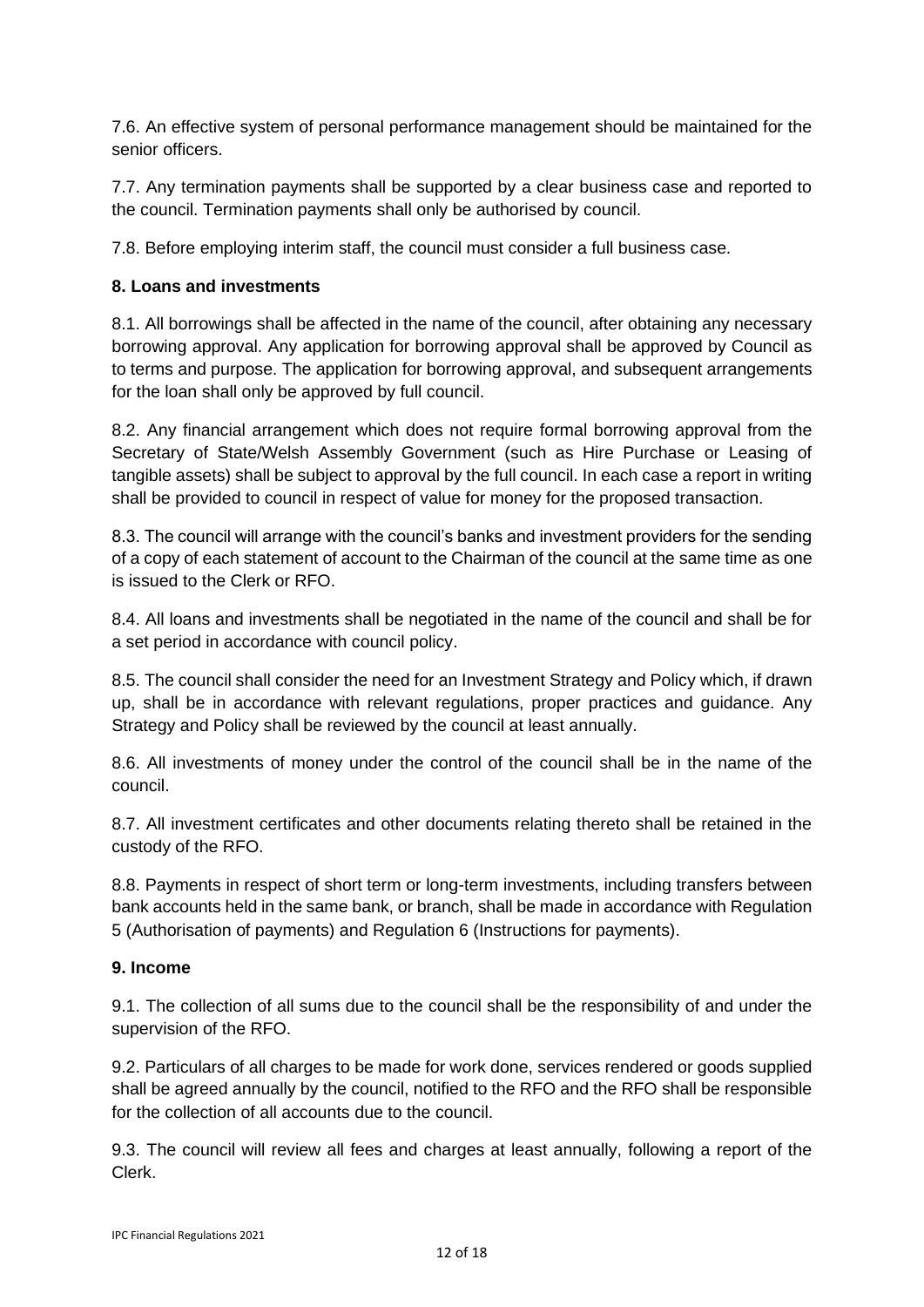7.6. An effective system of personal performance management should be maintained for the senior officers.

7.7. Any termination payments shall be supported by a clear business case and reported to the council. Termination payments shall only be authorised by council.

7.8. Before employing interim staff, the council must consider a full business case.

**8. Loans and investments**

8.1. All borrowings shall be affected in the name of the council, after obtaining any necessary borrowing approval. Any application for borrowing approval shall be approved by Council as to terms and purpose. The application for borrowing approval, and subsequent arrangements for the loan shall only be approved by full council.

8.2. Any financial arrangement which does not require formal borrowing approval from the Secretary of State/Welsh Assembly Government (such as Hire Purchase or Leasing of tangible assets) shall be subject to approval by the full council. In each case a report in writing shall be provided to council in respect of value for money for the proposed transaction.

8.3. The council will arrange with the council's banks and investment providers for the sending of a copy of each statement of account to the Chairman of the council at the same time as one is issued to the Clerk or RFO.

8.4. All loans and investments shall be negotiated in the name of the council and shall be for a set period in accordance with council policy.

8.5. The council shall consider the need for an Investment Strategy and Policy which, if drawn up, shall be in accordance with relevant regulations, proper practices and guidance. Any Strategy and Policy shall be reviewed by the council at least annually.

8.6. All investments of money under the control of the council shall be in the name of the council.

8.7. All investment certificates and other documents relating thereto shall be retained in the custody of the RFO.

8.8. Payments in respect of short term or long-term investments, including transfers between bank accounts held in the same bank, or branch, shall be made in accordance with Regulation 5 (Authorisation of payments) and Regulation 6 (Instructions for payments).

**9. Income**

9.1. The collection of all sums due to the council shall be the responsibility of and under the supervision of the RFO.

9.2. Particulars of all charges to be made for work done, services rendered or goods supplied shall be agreed annually by the council, notified to the RFO and the RFO shall be responsible for the collection of all accounts due to the council.

9.3. The council will review all fees and charges at least annually, following a report of the Clerk.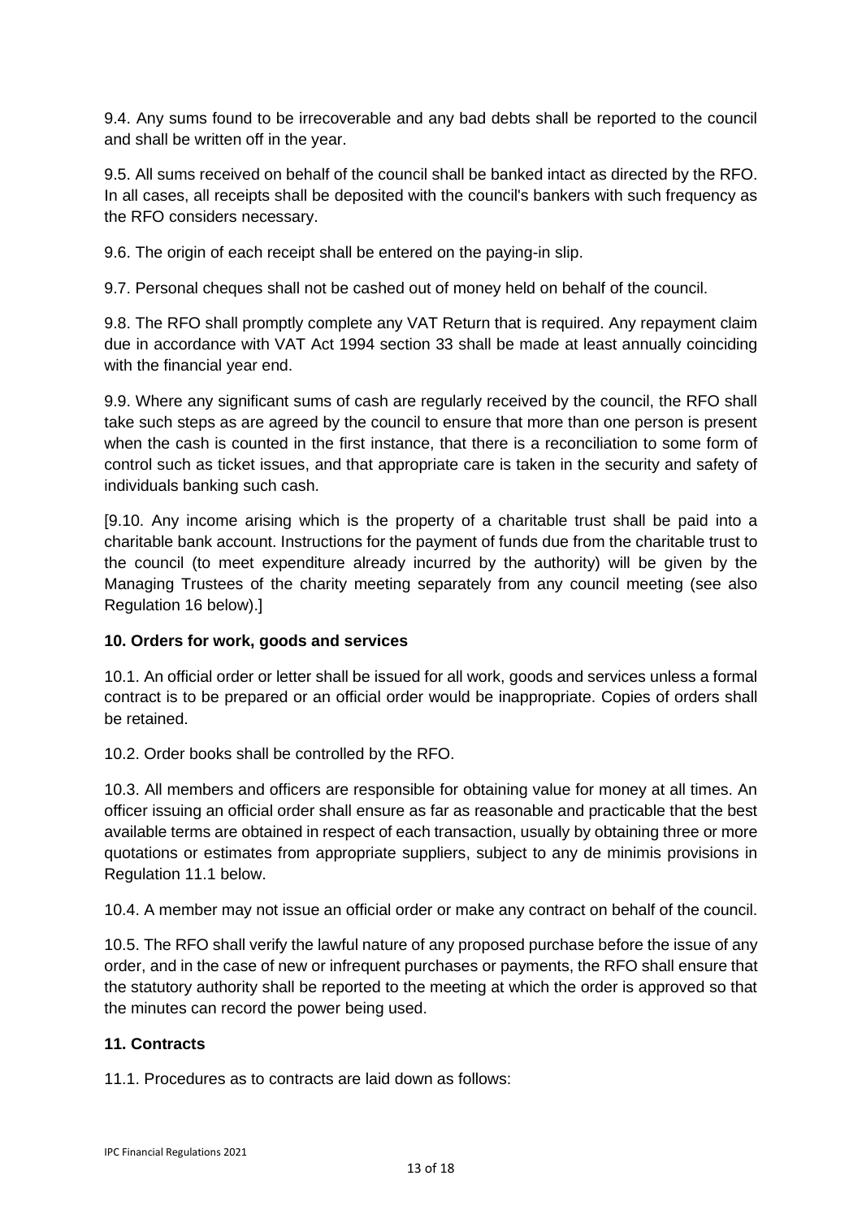9.4. Any sums found to be irrecoverable and any bad debts shall be reported to the council and shall be written off in the year.

9.5. All sums received on behalf of the council shall be banked intact as directed by the RFO. In all cases, all receipts shall be deposited with the council's bankers with such frequency as the RFO considers necessary.

9.6. The origin of each receipt shall be entered on the paying-in slip.

9.7. Personal cheques shall not be cashed out of money held on behalf of the council.

9.8. The RFO shall promptly complete any VAT Return that is required. Any repayment claim due in accordance with VAT Act 1994 section 33 shall be made at least annually coinciding with the financial year end.

9.9. Where any significant sums of cash are regularly received by the council, the RFO shall take such steps as are agreed by the council to ensure that more than one person is present when the cash is counted in the first instance, that there is a reconciliation to some form of control such as ticket issues, and that appropriate care is taken in the security and safety of individuals banking such cash.

[9.10. Any income arising which is the property of a charitable trust shall be paid into a charitable bank account. Instructions for the payment of funds due from the charitable trust to the council (to meet expenditure already incurred by the authority) will be given by the Managing Trustees of the charity meeting separately from any council meeting (see also Regulation 16 below).]

**10. Orders for work, goods and services**

10.1. An official order or letter shall be issued for all work, goods and services unless a formal contract is to be prepared or an official order would be inappropriate. Copies of orders shall be retained.

10.2. Order books shall be controlled by the RFO.

10.3. All members and officers are responsible for obtaining value for money at all times. An officer issuing an official order shall ensure as far as reasonable and practicable that the best available terms are obtained in respect of each transaction, usually by obtaining three or more quotations or estimates from appropriate suppliers, subject to any de minimis provisions in Regulation 11.1 below.

10.4. A member may not issue an official order or make any contract on behalf of the council.

10.5. The RFO shall verify the lawful nature of any proposed purchase before the issue of any order, and in the case of new or infrequent purchases or payments, the RFO shall ensure that the statutory authority shall be reported to the meeting at which the order is approved so that the minutes can record the power being used.

**11. Contracts**

11.1. Procedures as to contracts are laid down as follows: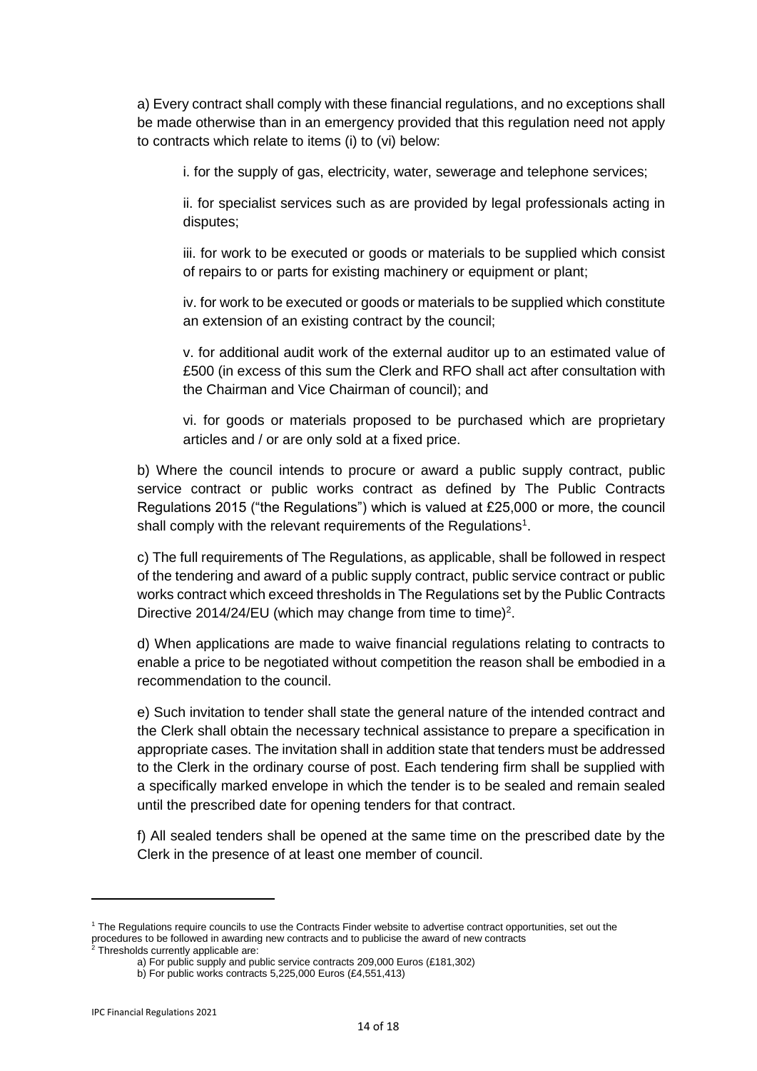a) Every contract shall comply with these financial regulations, and no exceptions shall be made otherwise than in an emergency provided that this regulation need not apply to contracts which relate to items (i) to (vi) below:

i. for the supply of gas, electricity, water, sewerage and telephone services;

ii. for specialist services such as are provided by legal professionals acting in disputes;

iii. for work to be executed or goods or materials to be supplied which consist of repairs to or parts for existing machinery or equipment or plant;

iv. for work to be executed or goods or materials to be supplied which constitute an extension of an existing contract by the council;

v. for additional audit work of the external auditor up to an estimated value of £500 (in excess of this sum the Clerk and RFO shall act after consultation with the Chairman and Vice Chairman of council); and

vi. for goods or materials proposed to be purchased which are proprietary articles and / or are only sold at a fixed price.

b) Where the council intends to procure or award a public supply contract, public service contract or public works contract as defined by The Public Contracts Regulations 2015 ("the Regulations") which is valued at £25,000 or more, the council shall comply with the relevant requirements of the Regulations[1].

c) The full requirements of The Regulations, as applicable, shall be followed in respect of the tendering and award of a public supply contract, public service contract or public works contract which exceed thresholds in The Regulations set by the Public Contracts Directive 2014/24/EU (which may change from time to time)[2].

d) When applications are made to waive financial regulations relating to contracts to enable a price to be negotiated without competition the reason shall be embodied in a recommendation to the council.

e) Such invitation to tender shall state the general nature of the intended contract and the Clerk shall obtain the necessary technical assistance to prepare a specification in appropriate cases. The invitation shall in addition state that tenders must be addressed to the Clerk in the ordinary course of post. Each tendering firm shall be supplied with a specifically marked envelope in which the tender is to be sealed and remain sealed until the prescribed date for opening tenders for that contract.

f) All sealed tenders shall be opened at the same time on the prescribed date by the Clerk in the presence of at least one member of council.

---

[1] The Regulations require councils to use the Contracts Finder website to advertise contract opportunities, set out the procedures to be followed in awarding new contracts and to publicise the award of new contracts

[2] Thresholds currently applicable are:

a) For public supply and public service contracts 209,000 Euros (£181,302)

b) For public works contracts 5,225,000 Euros (£4,551,413)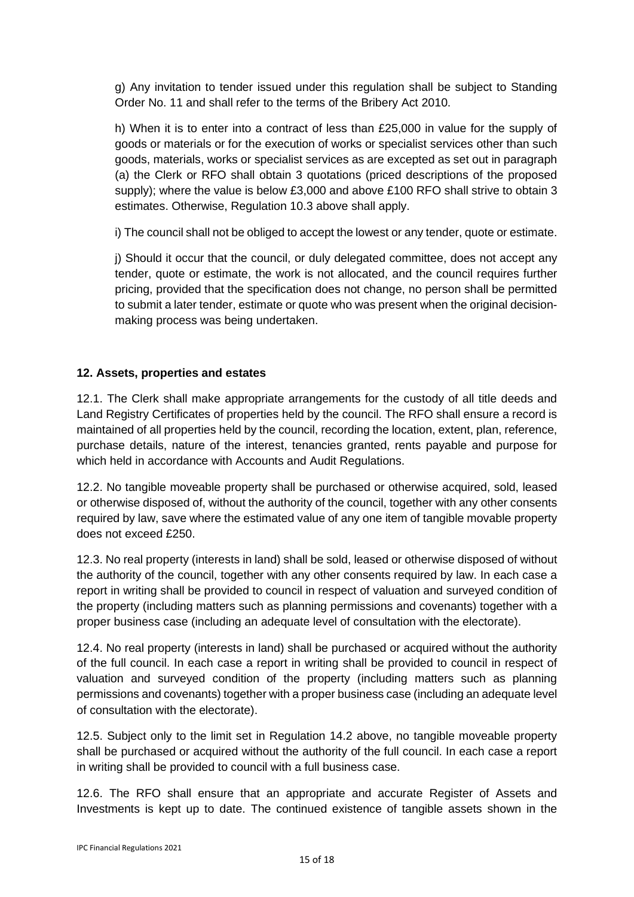g) Any invitation to tender issued under this regulation shall be subject to Standing Order No. 11 and shall refer to the terms of the Bribery Act 2010.

h) When it is to enter into a contract of less than £25,000 in value for the supply of goods or materials or for the execution of works or specialist services other than such goods, materials, works or specialist services as are excepted as set out in paragraph (a) the Clerk or RFO shall obtain 3 quotations (priced descriptions of the proposed supply); where the value is below £3,000 and above £100 RFO shall strive to obtain 3 estimates. Otherwise, Regulation 10.3 above shall apply.

i) The council shall not be obliged to accept the lowest or any tender, quote or estimate.

j) Should it occur that the council, or duly delegated committee, does not accept any tender, quote or estimate, the work is not allocated, and the council requires further pricing, provided that the specification does not change, no person shall be permitted to submit a later tender, estimate or quote who was present when the original decision-making process was being undertaken.

**12. Assets, properties and estates**

12.1. The Clerk shall make appropriate arrangements for the custody of all title deeds and Land Registry Certificates of properties held by the council. The RFO shall ensure a record is maintained of all properties held by the council, recording the location, extent, plan, reference, purchase details, nature of the interest, tenancies granted, rents payable and purpose for which held in accordance with Accounts and Audit Regulations.

12.2. No tangible moveable property shall be purchased or otherwise acquired, sold, leased or otherwise disposed of, without the authority of the council, together with any other consents required by law, save where the estimated value of any one item of tangible movable property does not exceed £250.

12.3. No real property (interests in land) shall be sold, leased or otherwise disposed of without the authority of the council, together with any other consents required by law. In each case a report in writing shall be provided to council in respect of valuation and surveyed condition of the property (including matters such as planning permissions and covenants) together with a proper business case (including an adequate level of consultation with the electorate).

12.4. No real property (interests in land) shall be purchased or acquired without the authority of the full council. In each case a report in writing shall be provided to council in respect of valuation and surveyed condition of the property (including matters such as planning permissions and covenants) together with a proper business case (including an adequate level of consultation with the electorate).

12.5. Subject only to the limit set in Regulation 14.2 above, no tangible moveable property shall be purchased or acquired without the authority of the full council. In each case a report in writing shall be provided to council with a full business case.

12.6. The RFO shall ensure that an appropriate and accurate Register of Assets and Investments is kept up to date. The continued existence of tangible assets shown in the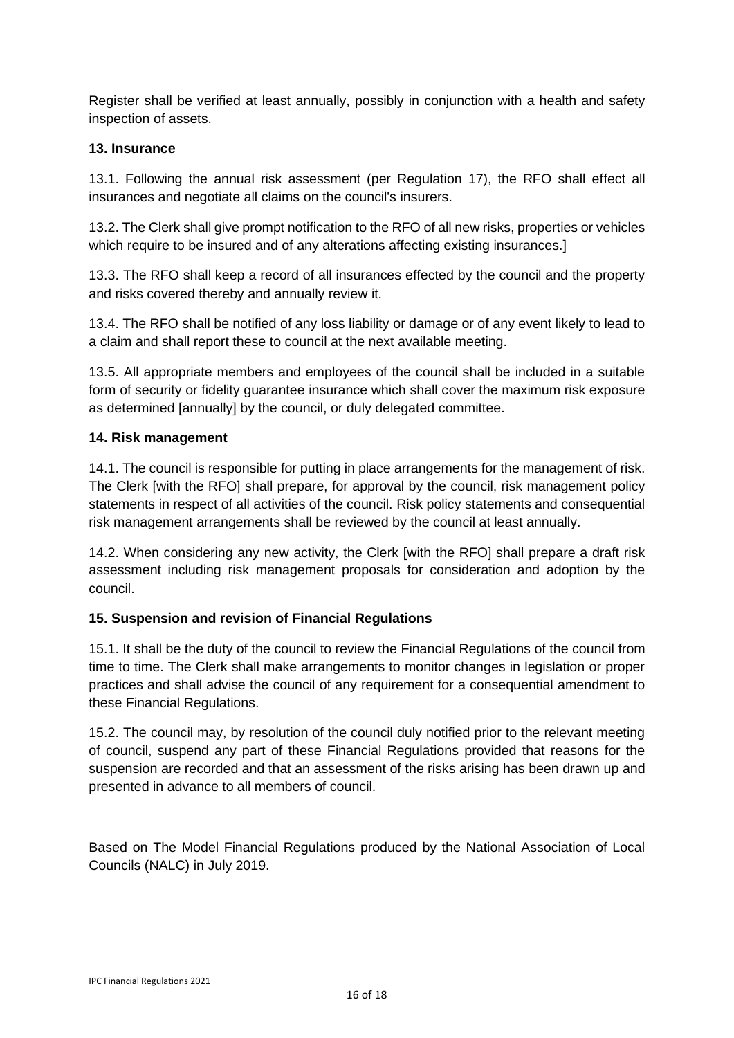Register shall be verified at least annually, possibly in conjunction with a health and safety inspection of assets.

**13. Insurance**

13.1. Following the annual risk assessment (per Regulation 17), the RFO shall effect all insurances and negotiate all claims on the council's insurers.

13.2. The Clerk shall give prompt notification to the RFO of all new risks, properties or vehicles which require to be insured and of any alterations affecting existing insurances.]

13.3. The RFO shall keep a record of all insurances effected by the council and the property and risks covered thereby and annually review it.

13.4. The RFO shall be notified of any loss liability or damage or of any event likely to lead to a claim and shall report these to council at the next available meeting.

13.5. All appropriate members and employees of the council shall be included in a suitable form of security or fidelity guarantee insurance which shall cover the maximum risk exposure as determined [annually] by the council, or duly delegated committee.

**14. Risk management**

14.1. The council is responsible for putting in place arrangements for the management of risk. The Clerk [with the RFO] shall prepare, for approval by the council, risk management policy statements in respect of all activities of the council. Risk policy statements and consequential risk management arrangements shall be reviewed by the council at least annually.

14.2. When considering any new activity, the Clerk [with the RFO] shall prepare a draft risk assessment including risk management proposals for consideration and adoption by the council.

**15. Suspension and revision of Financial Regulations**

15.1. It shall be the duty of the council to review the Financial Regulations of the council from time to time. The Clerk shall make arrangements to monitor changes in legislation or proper practices and shall advise the council of any requirement for a consequential amendment to these Financial Regulations.

15.2. The council may, by resolution of the council duly notified prior to the relevant meeting of council, suspend any part of these Financial Regulations provided that reasons for the suspension are recorded and that an assessment of the risks arising has been drawn up and presented in advance to all members of council.

Based on The Model Financial Regulations produced by the National Association of Local Councils (NALC) in July 2019.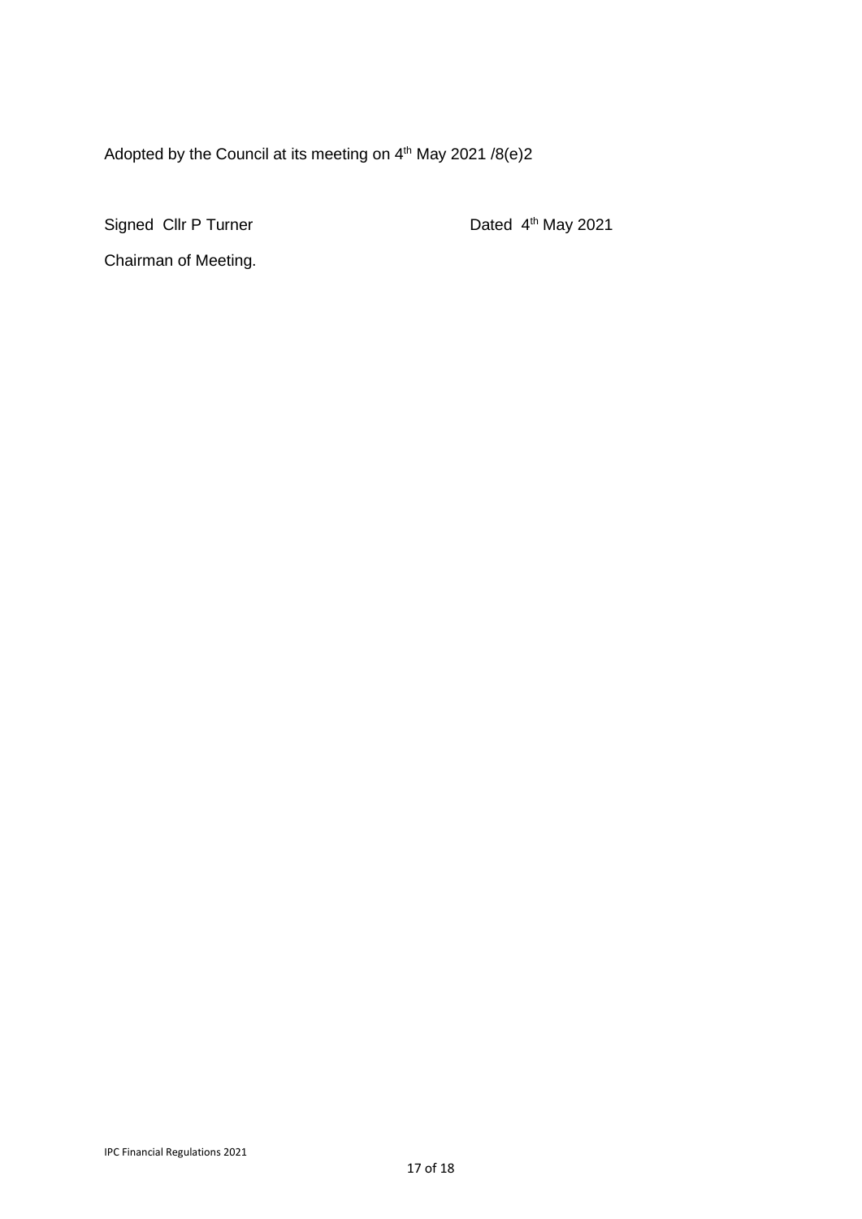Adopted by the Council at its meeting on 4th May 2021 /8(e)2

Signed Cllr P Turner Dated 4th May 2021

Chairman of Meeting.